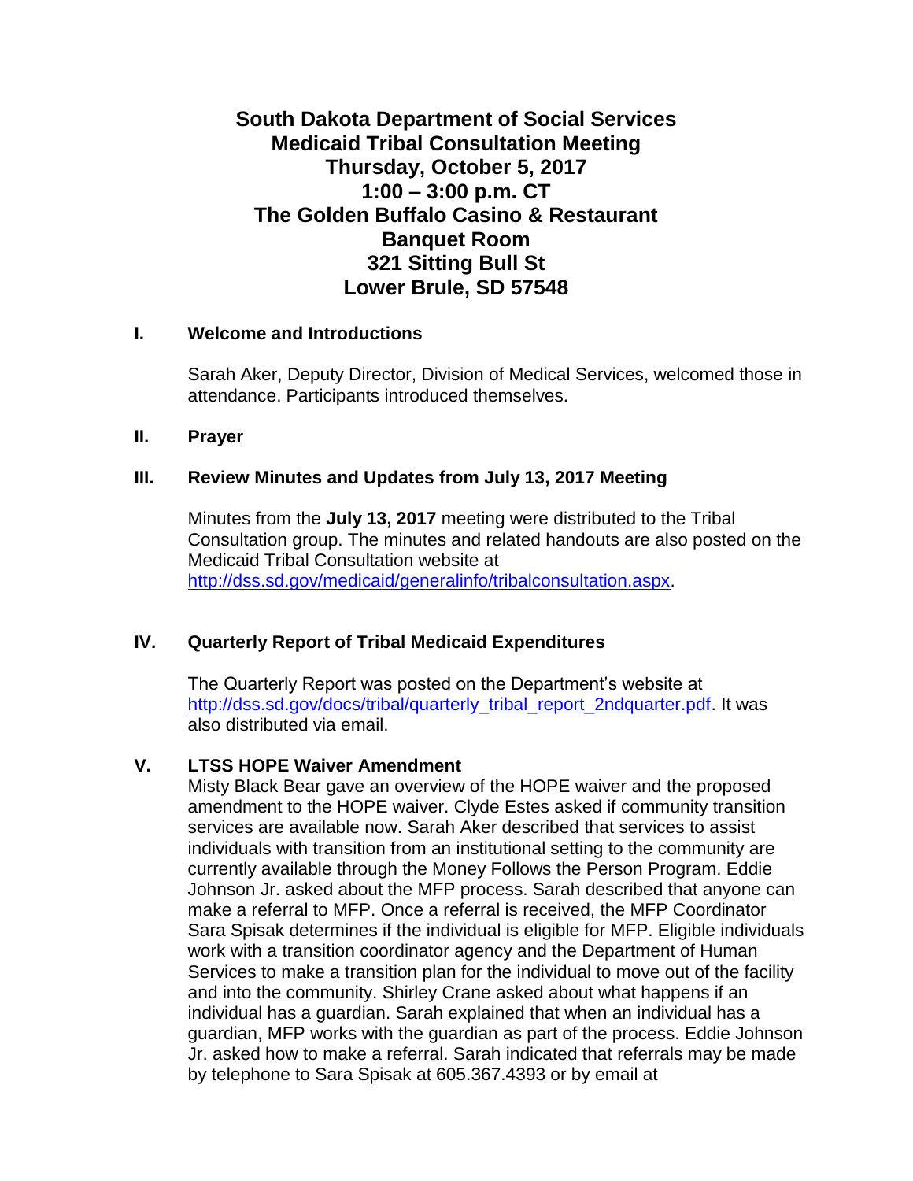# South Dakota Department of Social Services
# Medicaid Tribal Consultation Meeting
# Thursday, October 5, 2017
# 1:00 – 3:00 p.m. CT
# The Golden Buffalo Casino & Restaurant
# Banquet Room
# 321 Sitting Bull St
# Lower Brule, SD 57548

## I. Welcome and Introductions

Sarah Aker, Deputy Director, Division of Medical Services, welcomed those in attendance. Participants introduced themselves.

## II. Prayer

## III. Review Minutes and Updates from July 13, 2017 Meeting

Minutes from the **July 13, 2017** meeting were distributed to the Tribal Consultation group. The minutes and related handouts are also posted on the Medicaid Tribal Consultation website at http://dss.sd.gov/medicaid/generalinfo/tribalconsultation.aspx.

## IV. Quarterly Report of Tribal Medicaid Expenditures

The Quarterly Report was posted on the Department's website at http://dss.sd.gov/docs/tribal/quarterly_tribal_report_2ndquarter.pdf. It was also distributed via email.

## V. LTSS HOPE Waiver Amendment

Misty Black Bear gave an overview of the HOPE waiver and the proposed amendment to the HOPE waiver. Clyde Estes asked if community transition services are available now. Sarah Aker described that services to assist individuals with transition from an institutional setting to the community are currently available through the Money Follows the Person Program. Eddie Johnson Jr. asked about the MFP process. Sarah described that anyone can make a referral to MFP. Once a referral is received, the MFP Coordinator Sara Spisak determines if the individual is eligible for MFP. Eligible individuals work with a transition coordinator agency and the Department of Human Services to make a transition plan for the individual to move out of the facility and into the community. Shirley Crane asked about what happens if an individual has a guardian. Sarah explained that when an individual has a guardian, MFP works with the guardian as part of the process. Eddie Johnson Jr. asked how to make a referral. Sarah indicated that referrals may be made by telephone to Sara Spisak at 605.367.4393 or by email at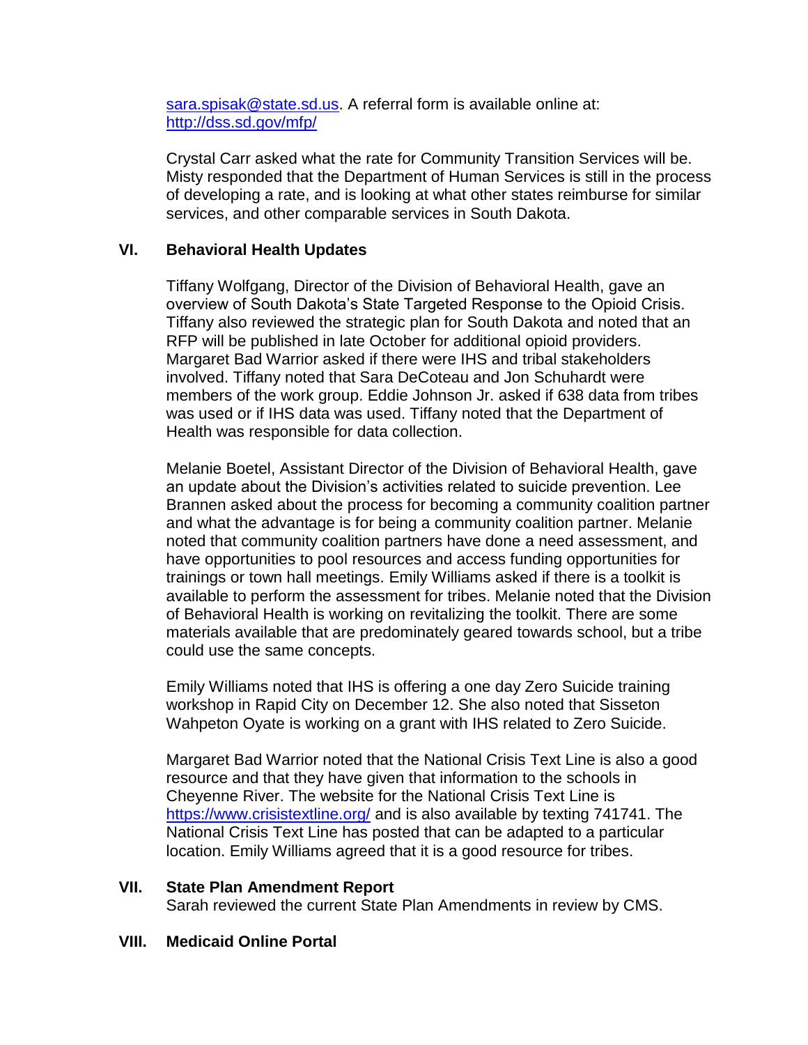sara.spisak@state.sd.us. A referral form is available online at: http://dss.sd.gov/mfp/

Crystal Carr asked what the rate for Community Transition Services will be. Misty responded that the Department of Human Services is still in the process of developing a rate, and is looking at what other states reimburse for similar services, and other comparable services in South Dakota.

## VI. Behavioral Health Updates

Tiffany Wolfgang, Director of the Division of Behavioral Health, gave an overview of South Dakota's State Targeted Response to the Opioid Crisis. Tiffany also reviewed the strategic plan for South Dakota and noted that an RFP will be published in late October for additional opioid providers. Margaret Bad Warrior asked if there were IHS and tribal stakeholders involved. Tiffany noted that Sara DeCoteau and Jon Schuhardt were members of the work group. Eddie Johnson Jr. asked if 638 data from tribes was used or if IHS data was used. Tiffany noted that the Department of Health was responsible for data collection.

Melanie Boetel, Assistant Director of the Division of Behavioral Health, gave an update about the Division's activities related to suicide prevention. Lee Brannen asked about the process for becoming a community coalition partner and what the advantage is for being a community coalition partner. Melanie noted that community coalition partners have done a need assessment, and have opportunities to pool resources and access funding opportunities for trainings or town hall meetings. Emily Williams asked if there is a toolkit is available to perform the assessment for tribes. Melanie noted that the Division of Behavioral Health is working on revitalizing the toolkit. There are some materials available that are predominately geared towards school, but a tribe could use the same concepts.

Emily Williams noted that IHS is offering a one day Zero Suicide training workshop in Rapid City on December 12. She also noted that Sisseton Wahpeton Oyate is working on a grant with IHS related to Zero Suicide.

Margaret Bad Warrior noted that the National Crisis Text Line is also a good resource and that they have given that information to the schools in Cheyenne River. The website for the National Crisis Text Line is https://www.crisistextline.org/ and is also available by texting 741741. The National Crisis Text Line has posted that can be adapted to a particular location. Emily Williams agreed that it is a good resource for tribes.

## VII. State Plan Amendment Report

Sarah reviewed the current State Plan Amendments in review by CMS.

## VIII. Medicaid Online Portal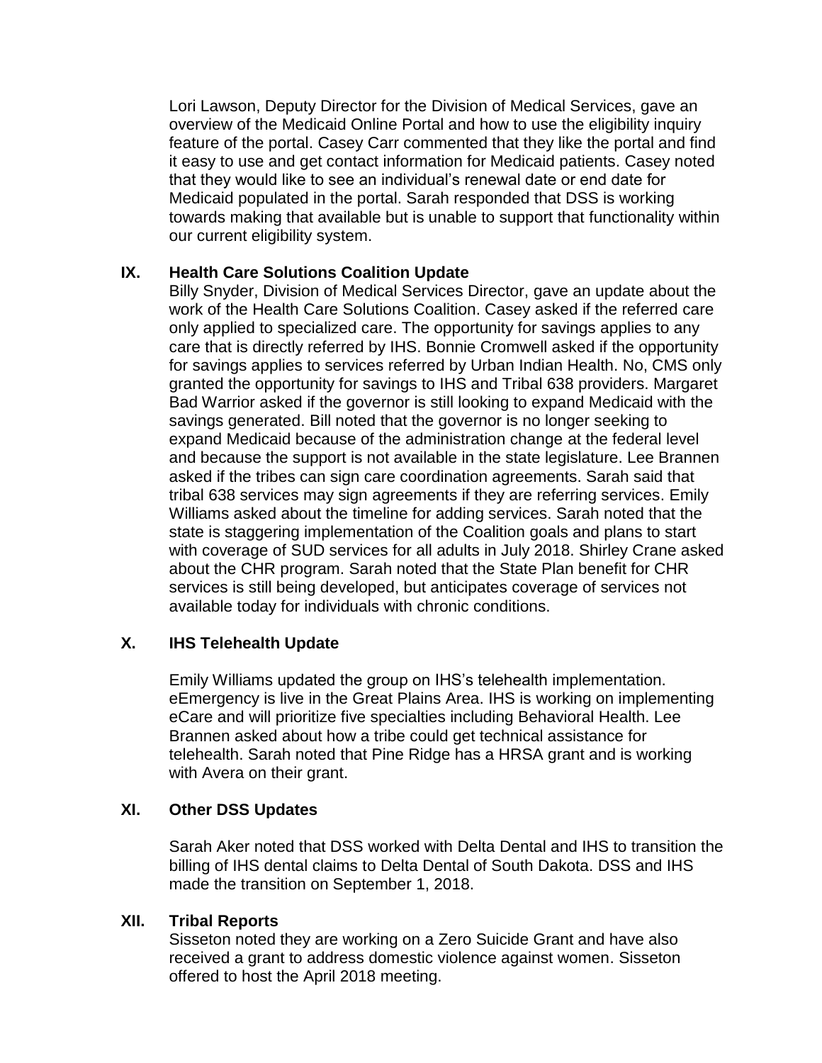Lori Lawson, Deputy Director for the Division of Medical Services, gave an overview of the Medicaid Online Portal and how to use the eligibility inquiry feature of the portal. Casey Carr commented that they like the portal and find it easy to use and get contact information for Medicaid patients. Casey noted that they would like to see an individual's renewal date or end date for Medicaid populated in the portal. Sarah responded that DSS is working towards making that available but is unable to support that functionality within our current eligibility system.

## IX. Health Care Solutions Coalition Update

Billy Snyder, Division of Medical Services Director, gave an update about the work of the Health Care Solutions Coalition. Casey asked if the referred care only applied to specialized care. The opportunity for savings applies to any care that is directly referred by IHS. Bonnie Cromwell asked if the opportunity for savings applies to services referred by Urban Indian Health. No, CMS only granted the opportunity for savings to IHS and Tribal 638 providers. Margaret Bad Warrior asked if the governor is still looking to expand Medicaid with the savings generated. Bill noted that the governor is no longer seeking to expand Medicaid because of the administration change at the federal level and because the support is not available in the state legislature. Lee Brannen asked if the tribes can sign care coordination agreements. Sarah said that tribal 638 services may sign agreements if they are referring services. Emily Williams asked about the timeline for adding services. Sarah noted that the state is staggering implementation of the Coalition goals and plans to start with coverage of SUD services for all adults in July 2018. Shirley Crane asked about the CHR program. Sarah noted that the State Plan benefit for CHR services is still being developed, but anticipates coverage of services not available today for individuals with chronic conditions.

## X. IHS Telehealth Update

Emily Williams updated the group on IHS's telehealth implementation. eEmergency is live in the Great Plains Area. IHS is working on implementing eCare and will prioritize five specialties including Behavioral Health. Lee Brannen asked about how a tribe could get technical assistance for telehealth. Sarah noted that Pine Ridge has a HRSA grant and is working with Avera on their grant.

## XI. Other DSS Updates

Sarah Aker noted that DSS worked with Delta Dental and IHS to transition the billing of IHS dental claims to Delta Dental of South Dakota. DSS and IHS made the transition on September 1, 2018.

## XII. Tribal Reports

Sisseton noted they are working on a Zero Suicide Grant and have also received a grant to address domestic violence against women. Sisseton offered to host the April 2018 meeting.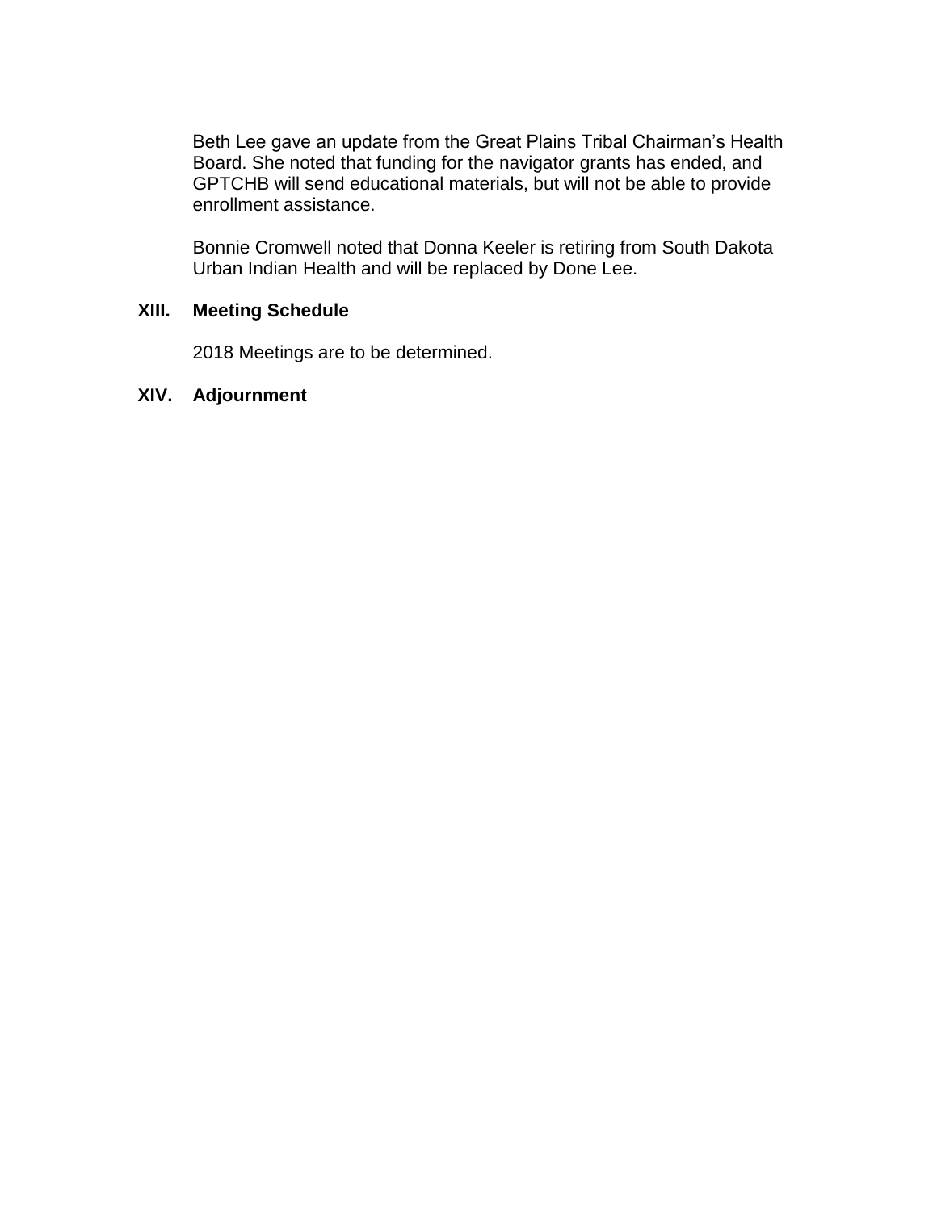Beth Lee gave an update from the Great Plains Tribal Chairman's Health Board. She noted that funding for the navigator grants has ended, and GPTCHB will send educational materials, but will not be able to provide enrollment assistance.

Bonnie Cromwell noted that Donna Keeler is retiring from South Dakota Urban Indian Health and will be replaced by Done Lee.

## XIII. Meeting Schedule

2018 Meetings are to be determined.

## XIV. Adjournment